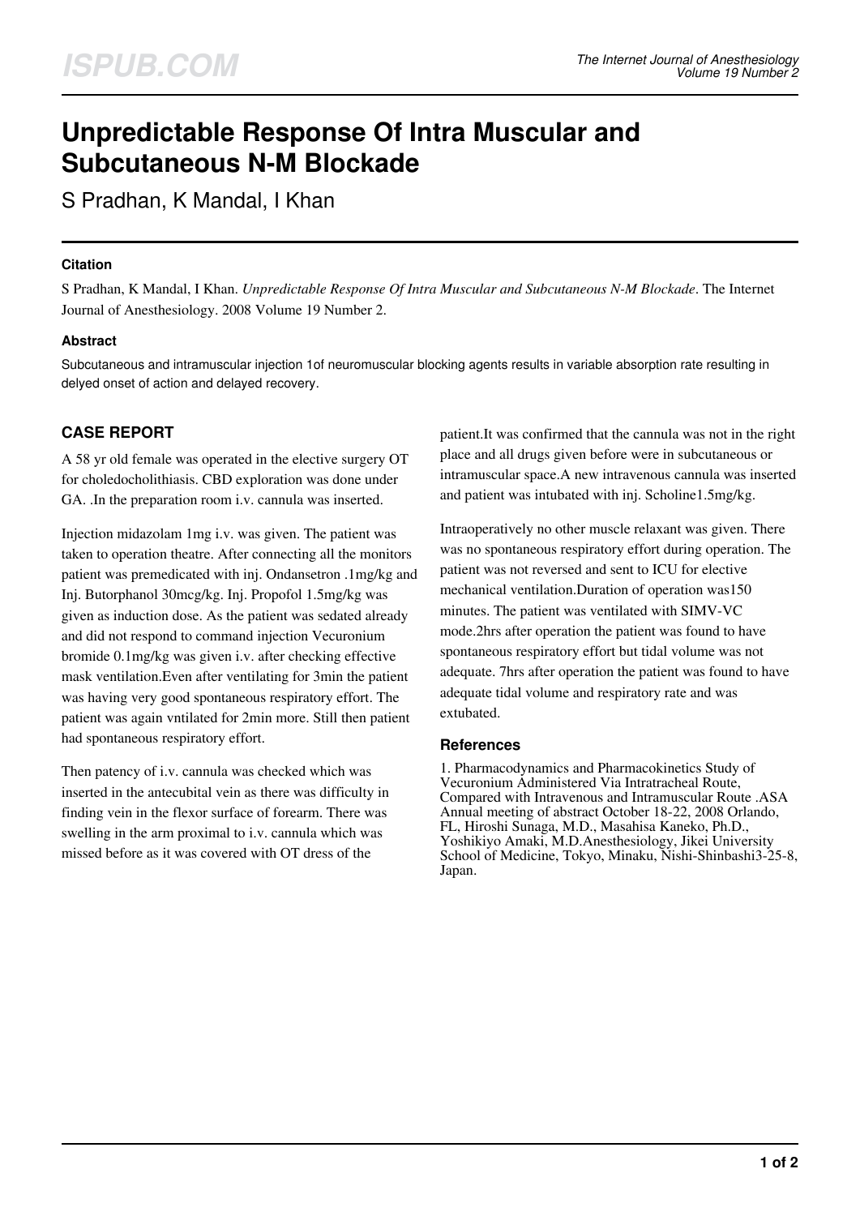# Unpredictable Response Of Intra Muscular and Subcutaneous N-M Blockade

S Pradhan, K Mandal, I Khan

### Citation

S Pradhan, K Mandal, I Khan. *Unpredictable Response Of Intra Muscular and Subcutaneous N-M Blockade*. The Internet Journal of Anesthesiology. 2008 Volume 19 Number 2.

### Abstract

Subcutaneous and intramuscular injection 1of neuromuscular blocking agents results in variable absorption rate resulting in delyed onset of action and delayed recovery.

## CASE REPORT

A 58 yr old female was operated in the elective surgery OT for choledocholithiasis. CBD exploration was done under GA. .In the preparation room i.v. cannula was inserted.

Injection midazolam 1mg i.v. was given. The patient was taken to operation theatre. After connecting all the monitors patient was premedicated with inj. Ondansetron .1mg/kg and Inj. Butorphanol 30mcg/kg. Inj. Propofol 1.5mg/kg was given as induction dose. As the patient was sedated already and did not respond to command injection Vecuronium bromide 0.1mg/kg was given i.v. after checking effective mask ventilation.Even after ventilating for 3min the patient was having very good spontaneous respiratory effort. The patient was again vntilated for 2min more. Still then patient had spontaneous respiratory effort.

Then patency of i.v. cannula was checked which was inserted in the antecubital vein as there was difficulty in finding vein in the flexor surface of forearm. There was swelling in the arm proximal to i.v. cannula which was missed before as it was covered with OT dress of the patient.It was confirmed that the cannula was not in the right place and all drugs given before were in subcutaneous or intramuscular space.A new intravenous cannula was inserted and patient was intubated with inj. Scholine1.5mg/kg.

Intraoperatively no other muscle relaxant was given. There was no spontaneous respiratory effort during operation. The patient was not reversed and sent to ICU for elective mechanical ventilation.Duration of operation was150 minutes. The patient was ventilated with SIMV-VC mode.2hrs after operation the patient was found to have spontaneous respiratory effort but tidal volume was not adequate. 7hrs after operation the patient was found to have adequate tidal volume and respiratory rate and was extubated.

### References

1. Pharmacodynamics and Pharmacokinetics Study of Vecuronium Administered Via Intratracheal Route, Compared with Intravenous and Intramuscular Route .ASA Annual meeting of abstract October 18-22, 2008 Orlando, FL, Hiroshi Sunaga, M.D., Masahisa Kaneko, Ph.D., Yoshikiyo Amaki, M.D.Anesthesiology, Jikei University School of Medicine, Tokyo, Minaku, Nishi-Shinbashi3-25-8, Japan.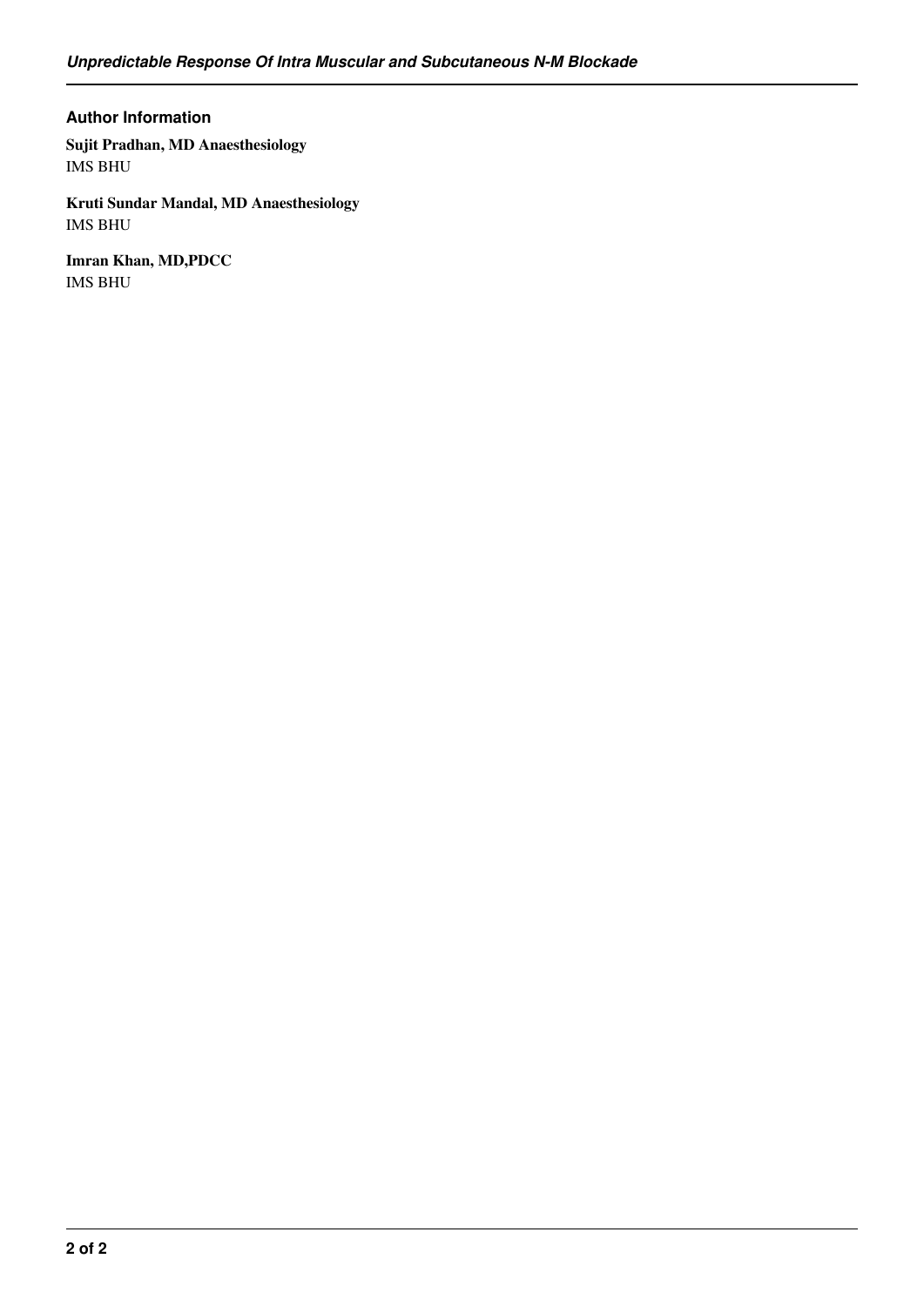### Author Information

**Sujit Pradhan, MD Anaesthesiology**
IMS BHU

**Kruti Sundar Mandal, MD Anaesthesiology**
IMS BHU

**Imran Khan, MD,PDCC**
IMS BHU